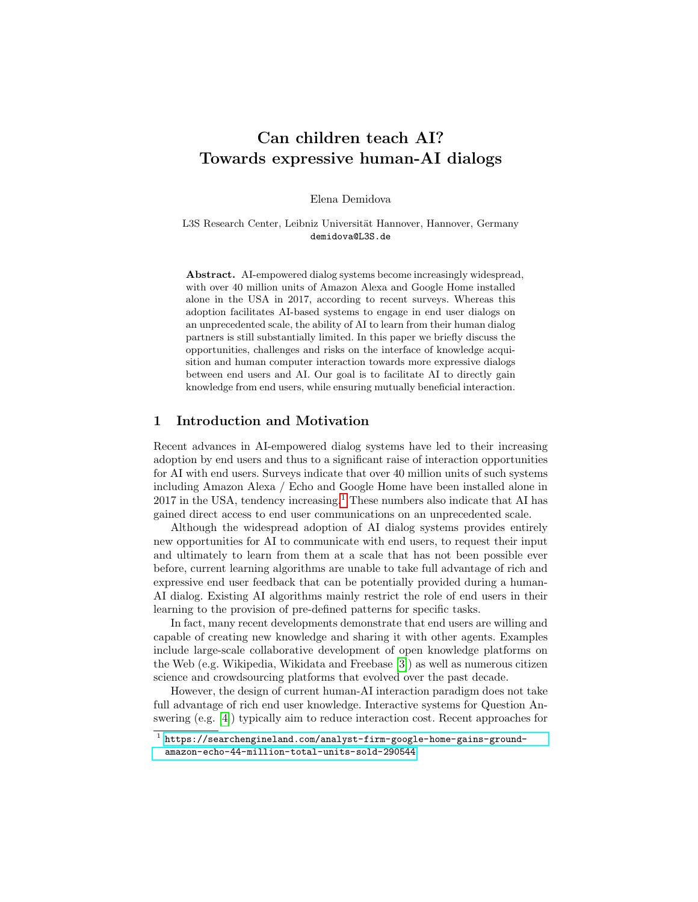# Can children teach AI?
# Towards expressive human-AI dialogs

Elena Demidova

L3S Research Center, Leibniz Universität Hannover, Hannover, Germany
demidova@L3S.de

**Abstract.** AI-empowered dialog systems become increasingly widespread, with over 40 million units of Amazon Alexa and Google Home installed alone in the USA in 2017, according to recent surveys. Whereas this adoption facilitates AI-based systems to engage in end user dialogs on an unprecedented scale, the ability of AI to learn from their human dialog partners is still substantially limited. In this paper we briefly discuss the opportunities, challenges and risks on the interface of knowledge acquisition and human computer interaction towards more expressive dialogs between end users and AI. Our goal is to facilitate AI to directly gain knowledge from end users, while ensuring mutually beneficial interaction.

## 1 Introduction and Motivation

Recent advances in AI-empowered dialog systems have led to their increasing adoption by end users and thus to a significant raise of interaction opportunities for AI with end users. Surveys indicate that over 40 million units of such systems including Amazon Alexa / Echo and Google Home have been installed alone in 2017 in the USA, tendency increasing.[1] These numbers also indicate that AI has gained direct access to end user communications on an unprecedented scale.

Although the widespread adoption of AI dialog systems provides entirely new opportunities for AI to communicate with end users, to request their input and ultimately to learn from them at a scale that has not been possible ever before, current learning algorithms are unable to take full advantage of rich and expressive end user feedback that can be potentially provided during a human-AI dialog. Existing AI algorithms mainly restrict the role of end users in their learning to the provision of pre-defined patterns for specific tasks.

In fact, many recent developments demonstrate that end users are willing and capable of creating new knowledge and sharing it with other agents. Examples include large-scale collaborative development of open knowledge platforms on the Web (e.g. Wikipedia, Wikidata and Freebase [3]) as well as numerous citizen science and crowdsourcing platforms that evolved over the past decade.

However, the design of current human-AI interaction paradigm does not take full advantage of rich end user knowledge. Interactive systems for Question Answering (e.g. [4]) typically aim to reduce interaction cost. Recent approaches for

[1] https://searchengineland.com/analyst-firm-google-home-gains-ground-amazon-echo-44-million-total-units-sold-290544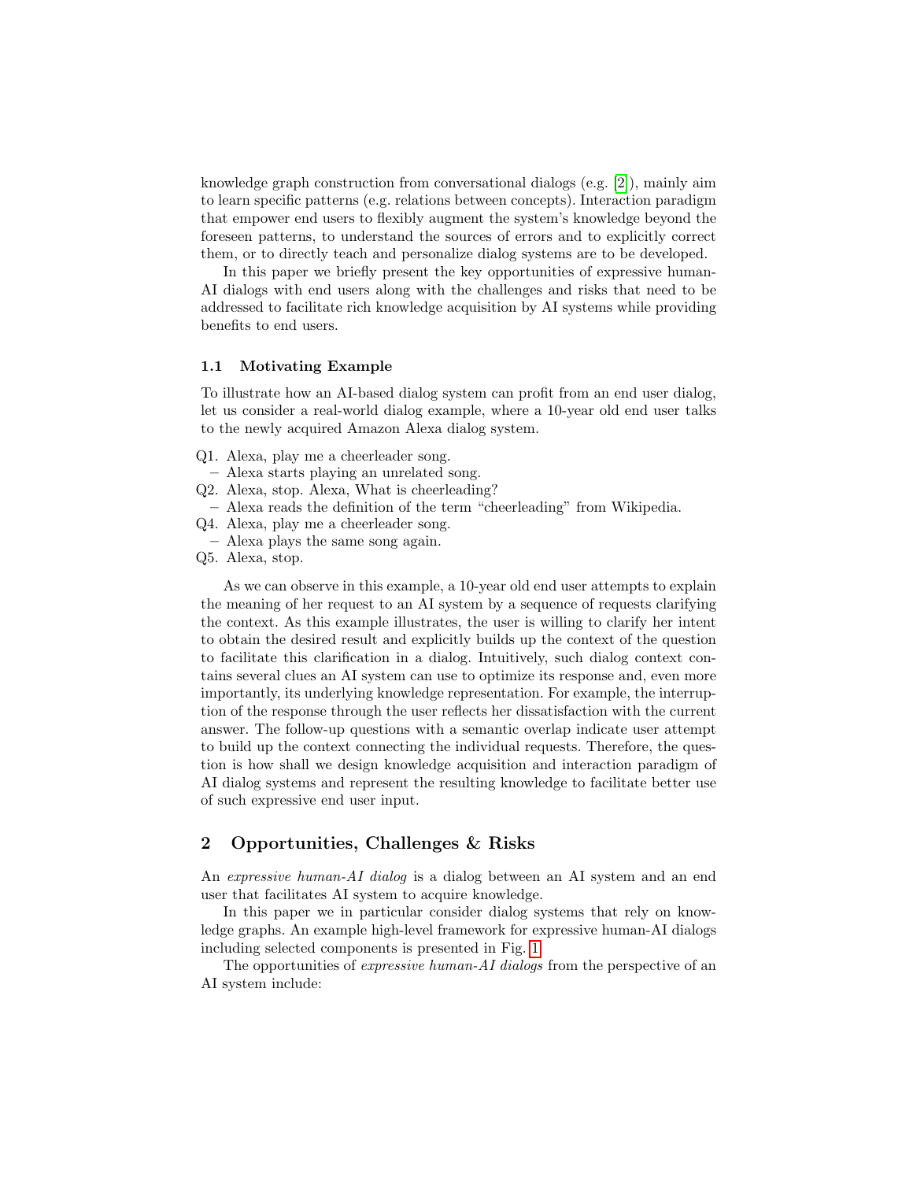knowledge graph construction from conversational dialogs (e.g. [2]), mainly aim to learn specific patterns (e.g. relations between concepts). Interaction paradigm that empower end users to flexibly augment the system's knowledge beyond the foreseen patterns, to understand the sources of errors and to explicitly correct them, or to directly teach and personalize dialog systems are to be developed.

In this paper we briefly present the key opportunities of expressive human-AI dialogs with end users along with the challenges and risks that need to be addressed to facilitate rich knowledge acquisition by AI systems while providing benefits to end users.

### 1.1 Motivating Example

To illustrate how an AI-based dialog system can profit from an end user dialog, let us consider a real-world dialog example, where a 10-year old end user talks to the newly acquired Amazon Alexa dialog system.

Q1. Alexa, play me a cheerleader song.
  – Alexa starts playing an unrelated song.
Q2. Alexa, stop. Alexa, What is cheerleading?
  – Alexa reads the definition of the term "cheerleading" from Wikipedia.
Q4. Alexa, play me a cheerleader song.
  – Alexa plays the same song again.
Q5. Alexa, stop.

As we can observe in this example, a 10-year old end user attempts to explain the meaning of her request to an AI system by a sequence of requests clarifying the context. As this example illustrates, the user is willing to clarify her intent to obtain the desired result and explicitly builds up the context of the question to facilitate this clarification in a dialog. Intuitively, such dialog context contains several clues an AI system can use to optimize its response and, even more importantly, its underlying knowledge representation. For example, the interruption of the response through the user reflects her dissatisfaction with the current answer. The follow-up questions with a semantic overlap indicate user attempt to build up the context connecting the individual requests. Therefore, the question is how shall we design knowledge acquisition and interaction paradigm of AI dialog systems and represent the resulting knowledge to facilitate better use of such expressive end user input.

## 2 Opportunities, Challenges & Risks

An *expressive human-AI dialog* is a dialog between an AI system and an end user that facilitates AI system to acquire knowledge.

In this paper we in particular consider dialog systems that rely on knowledge graphs. An example high-level framework for expressive human-AI dialogs including selected components is presented in Fig. 1.

The opportunities of *expressive human-AI dialogs* from the perspective of an AI system include: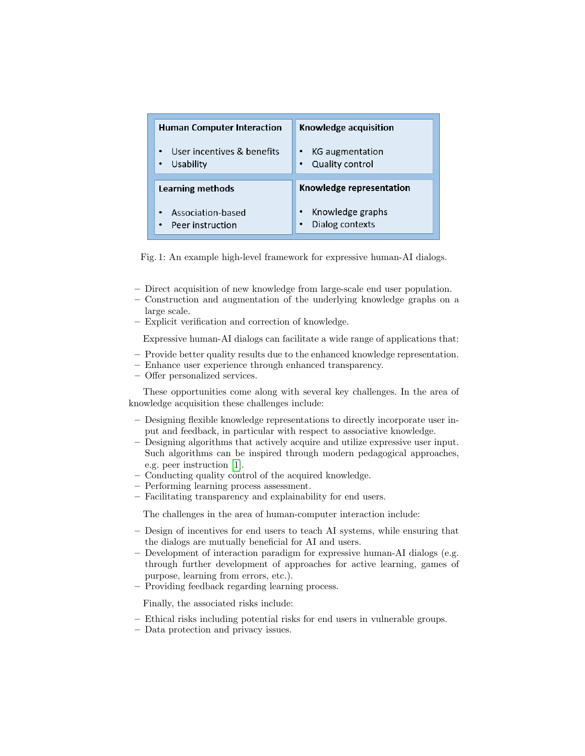| Human Computer Interaction | Knowledge acquisition |
|---|---|
| • User incentives & benefits<br>• Usability | • KG augmentation<br>• Quality control |
| **Learning methods** | **Knowledge representation** |
| • Association-based<br>• Peer instruction | • Knowledge graphs<br>• Dialog contexts |

Fig. 1: An example high-level framework for expressive human-AI dialogs.

- Direct acquisition of new knowledge from large-scale end user population.
- Construction and augmentation of the underlying knowledge graphs on a large scale.
- Explicit verification and correction of knowledge.

Expressive human-AI dialogs can facilitate a wide range of applications that:

- Provide better quality results due to the enhanced knowledge representation.
- Enhance user experience through enhanced transparency.
- Offer personalized services.

These opportunities come along with several key challenges. In the area of knowledge acquisition these challenges include:

- Designing flexible knowledge representations to directly incorporate user input and feedback, in particular with respect to associative knowledge.
- Designing algorithms that actively acquire and utilize expressive user input. Such algorithms can be inspired through modern pedagogical approaches, e.g. peer instruction [1].
- Conducting quality control of the acquired knowledge.
- Performing learning process assessment.
- Facilitating transparency and explainability for end users.

The challenges in the area of human-computer interaction include:

- Design of incentives for end users to teach AI systems, while ensuring that the dialogs are mutually beneficial for AI and users.
- Development of interaction paradigm for expressive human-AI dialogs (e.g. through further development of approaches for active learning, games of purpose, learning from errors, etc.).
- Providing feedback regarding learning process.

Finally, the associated risks include:

- Ethical risks including potential risks for end users in vulnerable groups.
- Data protection and privacy issues.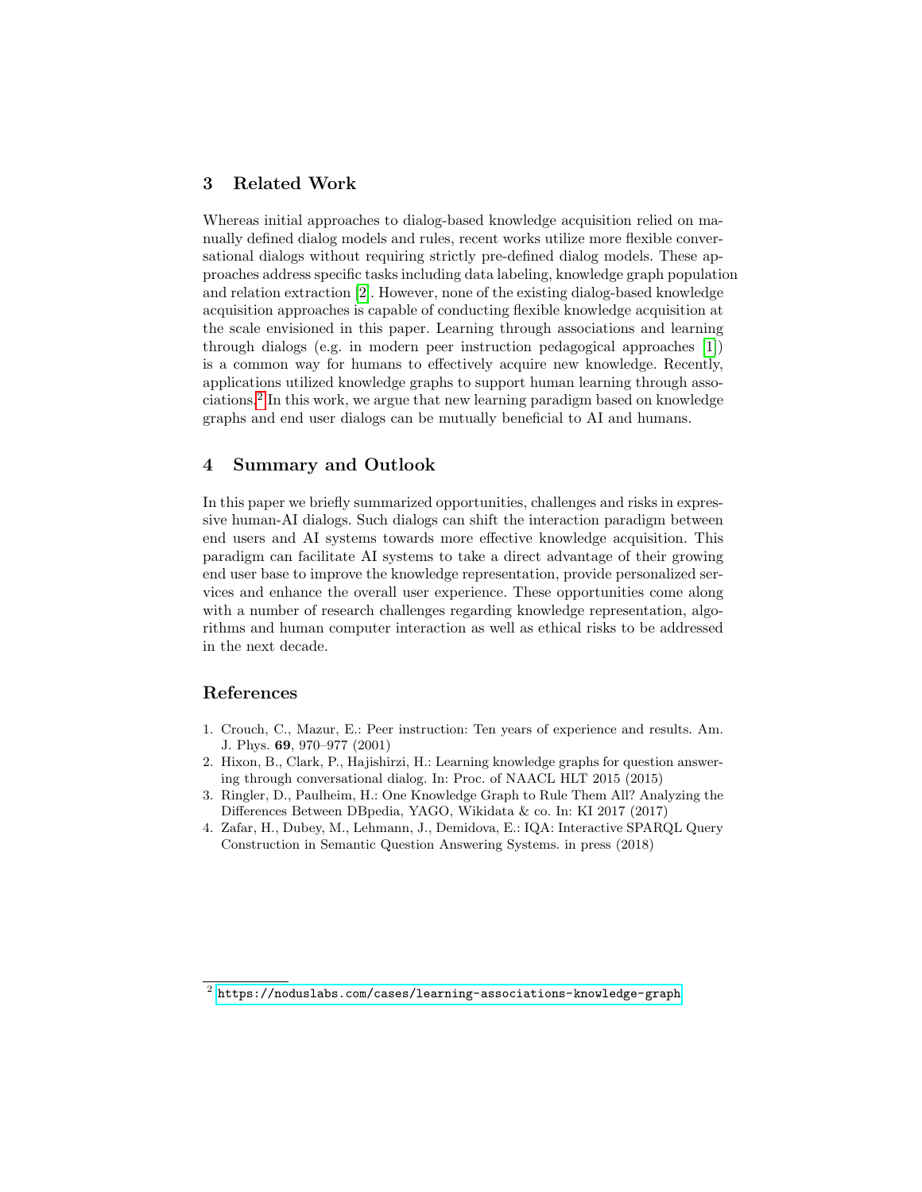## 3 Related Work

Whereas initial approaches to dialog-based knowledge acquisition relied on manually defined dialog models and rules, recent works utilize more flexible conversational dialogs without requiring strictly pre-defined dialog models. These approaches address specific tasks including data labeling, knowledge graph population and relation extraction [2]. However, none of the existing dialog-based knowledge acquisition approaches is capable of conducting flexible knowledge acquisition at the scale envisioned in this paper. Learning through associations and learning through dialogs (e.g. in modern peer instruction pedagogical approaches [1]) is a common way for humans to effectively acquire new knowledge. Recently, applications utilized knowledge graphs to support human learning through associations.[2] In this work, we argue that new learning paradigm based on knowledge graphs and end user dialogs can be mutually beneficial to AI and humans.

## 4 Summary and Outlook

In this paper we briefly summarized opportunities, challenges and risks in expressive human-AI dialogs. Such dialogs can shift the interaction paradigm between end users and AI systems towards more effective knowledge acquisition. This paradigm can facilitate AI systems to take a direct advantage of their growing end user base to improve the knowledge representation, provide personalized services and enhance the overall user experience. These opportunities come along with a number of research challenges regarding knowledge representation, algorithms and human computer interaction as well as ethical risks to be addressed in the next decade.

## References

1. Crouch, C., Mazur, E.: Peer instruction: Ten years of experience and results. Am. J. Phys. **69**, 970–977 (2001)
2. Hixon, B., Clark, P., Hajishirzi, H.: Learning knowledge graphs for question answering through conversational dialog. In: Proc. of NAACL HLT 2015 (2015)
3. Ringler, D., Paulheim, H.: One Knowledge Graph to Rule Them All? Analyzing the Differences Between DBpedia, YAGO, Wikidata & co. In: KI 2017 (2017)
4. Zafar, H., Dubey, M., Lehmann, J., Demidova, E.: IQA: Interactive SPARQL Query Construction in Semantic Question Answering Systems. in press (2018)

[2] https://noduslabs.com/cases/learning-associations-knowledge-graph